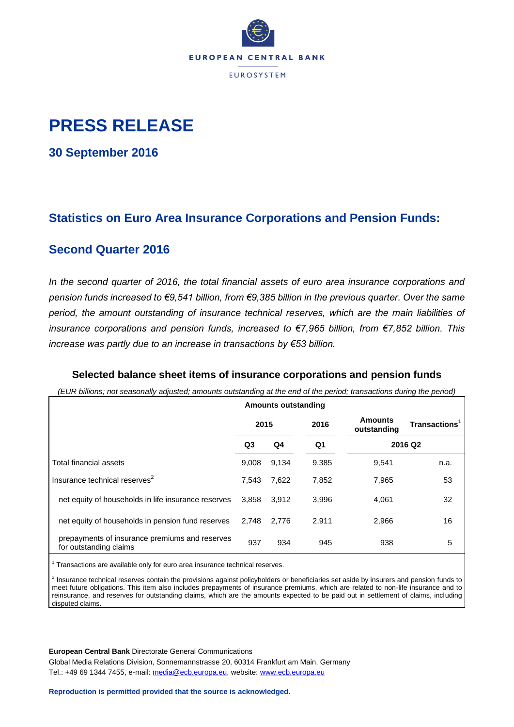EUROPEAN CENTRAL BANK

EUROSYSTEM

# PRESS RELEASE

## 30 September 2016

## Statistics on Euro Area Insurance Corporations and Pension Funds:

## Second Quarter 2016

*In the second quarter of 2016, the total financial assets of euro area insurance corporations and pension funds increased to €9,541 billion, from €9,385 billion in the previous quarter. Over the same period, the amount outstanding of insurance technical reserves, which are the main liabilities of insurance corporations and pension funds, increased to €7,965 billion, from €7,852 billion. This increase was partly due to an increase in transactions by €53 billion.*

### Selected balance sheet items of insurance corporations and pension funds

*(EUR billions; not seasonally adjusted; amounts outstanding at the end of the period; transactions during the period)*

| | Amounts outstanding | | | | |
|---|---|---|---|---|---|
| | 2015 | | 2016 | Amounts outstanding | Transactions[1] |
| | Q3 | Q4 | Q1 | 2016 Q2 | |
| Total financial assets | 9,008 | 9,134 | 9,385 | 9,541 | n.a. |
| Insurance technical reserves[2] | 7,543 | 7,622 | 7,852 | 7,965 | 53 |
| net equity of households in life insurance reserves | 3,858 | 3,912 | 3,996 | 4,061 | 32 |
| net equity of households in pension fund reserves | 2,748 | 2,776 | 2,911 | 2,966 | 16 |
| prepayments of insurance premiums and reserves for outstanding claims | 937 | 934 | 945 | 938 | 5 |

[1] Transactions are available only for euro area insurance technical reserves.

[2] Insurance technical reserves contain the provisions against policyholders or beneficiaries set aside by insurers and pension funds to meet future obligations. This item also includes prepayments of insurance premiums, which are related to non-life insurance and to reinsurance, and reserves for outstanding claims, which are the amounts expected to be paid out in settlement of claims, including disputed claims.

**European Central Bank** Directorate General Communications
Global Media Relations Division, Sonnemannstrasse 20, 60314 Frankfurt am Main, Germany
Tel.: +49 69 1344 7455, e-mail: media@ecb.europa.eu, website: www.ecb.europa.eu

**Reproduction is permitted provided that the source is acknowledged.**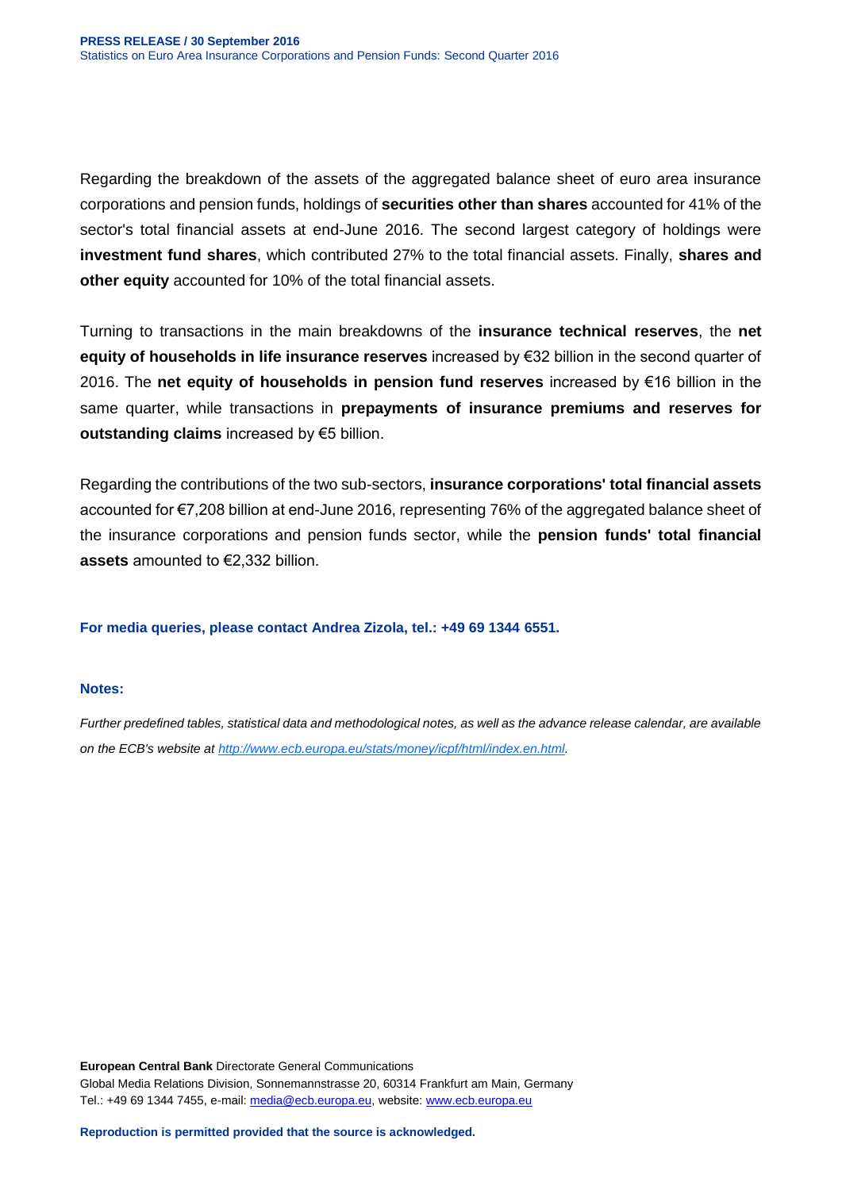Regarding the breakdown of the assets of the aggregated balance sheet of euro area insurance corporations and pension funds, holdings of **securities other than shares** accounted for 41% of the sector's total financial assets at end-June 2016. The second largest category of holdings were **investment fund shares**, which contributed 27% to the total financial assets. Finally, **shares and other equity** accounted for 10% of the total financial assets.

Turning to transactions in the main breakdowns of the **insurance technical reserves**, the **net equity of households in life insurance reserves** increased by €32 billion in the second quarter of 2016. The **net equity of households in pension fund reserves** increased by €16 billion in the same quarter, while transactions in **prepayments of insurance premiums and reserves for outstanding claims** increased by €5 billion.

Regarding the contributions of the two sub-sectors, **insurance corporations' total financial assets** accounted for €7,208 billion at end-June 2016, representing 76% of the aggregated balance sheet of the insurance corporations and pension funds sector, while the **pension funds' total financial assets** amounted to €2,332 billion.

**For media queries, please contact Andrea Zizola, tel.: +49 69 1344 6551.**

**Notes:**

*Further predefined tables, statistical data and methodological notes, as well as the advance release calendar, are available on the ECB's website at [http://www.ecb.europa.eu/stats/money/icpf/html/index.en.html](http://www.ecb.europa.eu/stats/money/icpf/html/index.en.html).*

**European Central Bank** Directorate General Communications
Global Media Relations Division, Sonnemannstrasse 20, 60314 Frankfurt am Main, Germany
Tel.: +49 69 1344 7455, e-mail: [media@ecb.europa.eu](mailto:media@ecb.europa.eu), website: [www.ecb.europa.eu](http://www.ecb.europa.eu)

**Reproduction is permitted provided that the source is acknowledged.**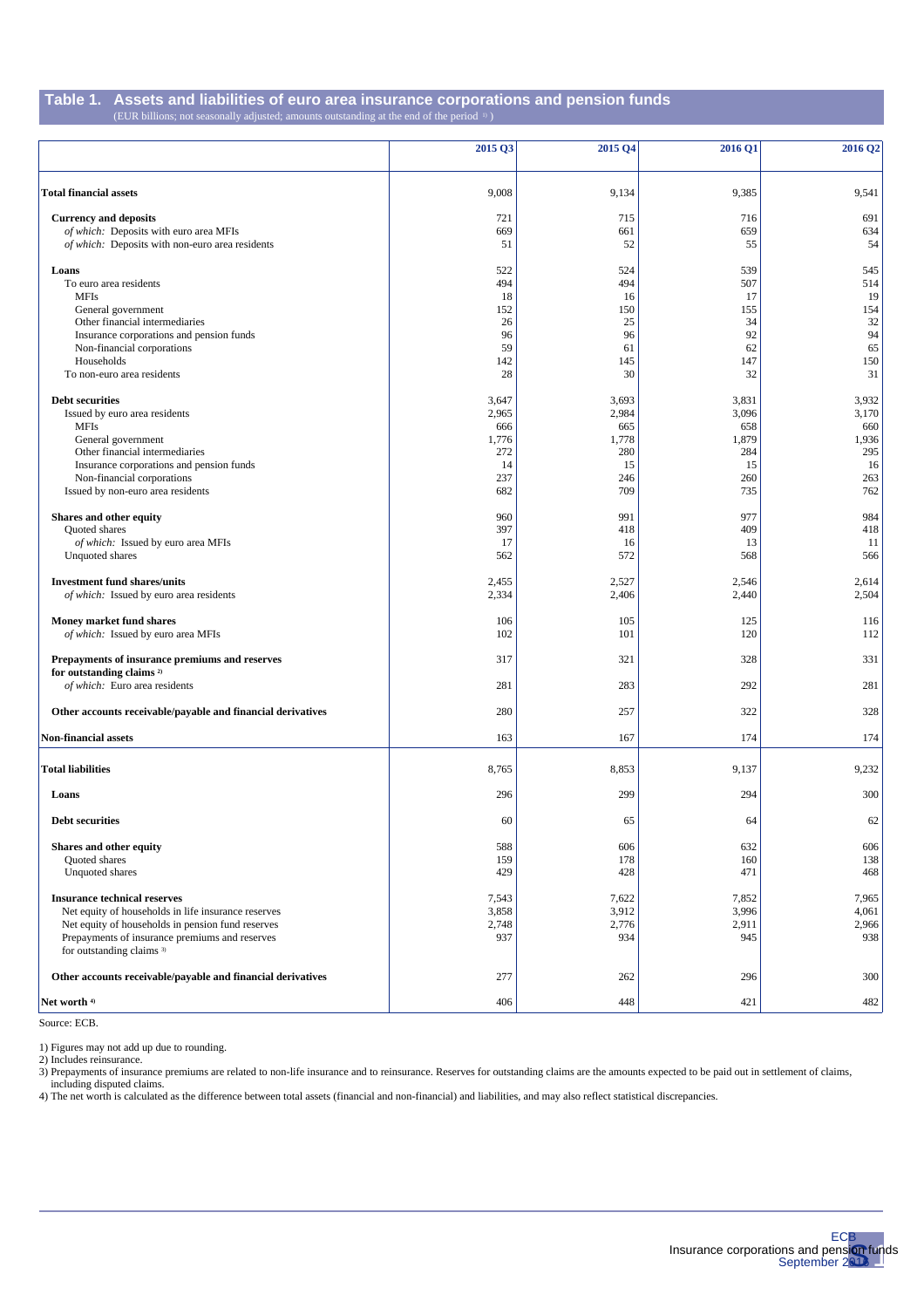## Table 1. Assets and liabilities of euro area insurance corporations and pension funds

(EUR billions; not seasonally adjusted; amounts outstanding at the end of the period [1])

| | 2015 Q3 | 2015 Q4 | 2016 Q1 | 2016 Q2 |
|---|---|---|---|---|
| **Total financial assets** | 9,008 | 9,134 | 9,385 | 9,541 |
| **Currency and deposits** | 721 | 715 | 716 | 691 |
| *of which:* Deposits with euro area MFIs | 669 | 661 | 659 | 634 |
| *of which:* Deposits with non-euro area residents | 51 | 52 | 55 | 54 |
| **Loans** | 522 | 524 | 539 | 545 |
| To euro area residents | 494 | 494 | 507 | 514 |
| MFIs | 18 | 16 | 17 | 19 |
| General government | 152 | 150 | 155 | 154 |
| Other financial intermediaries | 26 | 25 | 34 | 32 |
| Insurance corporations and pension funds | 96 | 96 | 92 | 94 |
| Non-financial corporations | 59 | 61 | 62 | 65 |
| Households | 142 | 145 | 147 | 150 |
| To non-euro area residents | 28 | 30 | 32 | 31 |
| **Debt securities** | 3,647 | 3,693 | 3,831 | 3,932 |
| Issued by euro area residents | 2,965 | 2,984 | 3,096 | 3,170 |
| MFIs | 666 | 665 | 658 | 660 |
| General government | 1,776 | 1,778 | 1,879 | 1,936 |
| Other financial intermediaries | 272 | 280 | 284 | 295 |
| Insurance corporations and pension funds | 14 | 15 | 15 | 16 |
| Non-financial corporations | 237 | 246 | 260 | 263 |
| Issued by non-euro area residents | 682 | 709 | 735 | 762 |
| **Shares and other equity** | 960 | 991 | 977 | 984 |
| Quoted shares | 397 | 418 | 409 | 418 |
| *of which:* Issued by euro area MFIs | 17 | 16 | 13 | 11 |
| Unquoted shares | 562 | 572 | 568 | 566 |
| **Investment fund shares/units** | 2,455 | 2,527 | 2,546 | 2,614 |
| *of which:* Issued by euro area residents | 2,334 | 2,406 | 2,440 | 2,504 |
| **Money market fund shares** | 106 | 105 | 125 | 116 |
| *of which:* Issued by euro area MFIs | 102 | 101 | 120 | 112 |
| **Prepayments of insurance premiums and reserves for outstanding claims [2]** | 317 | 321 | 328 | 331 |
| *of which:* Euro area residents | 281 | 283 | 292 | 281 |
| **Other accounts receivable/payable and financial derivatives** | 280 | 257 | 322 | 328 |
| **Non-financial assets** | 163 | 167 | 174 | 174 |
| **Total liabilities** | 8,765 | 8,853 | 9,137 | 9,232 |
| **Loans** | 296 | 299 | 294 | 300 |
| **Debt securities** | 60 | 65 | 64 | 62 |
| **Shares and other equity** | 588 | 606 | 632 | 606 |
| Quoted shares | 159 | 178 | 160 | 138 |
| Unquoted shares | 429 | 428 | 471 | 468 |
| **Insurance technical reserves** | 7,543 | 7,622 | 7,852 | 7,965 |
| Net equity of households in life insurance reserves | 3,858 | 3,912 | 3,996 | 4,061 |
| Net equity of households in pension fund reserves | 2,748 | 2,776 | 2,911 | 2,966 |
| Prepayments of insurance premiums and reserves for outstanding claims [3] | 937 | 934 | 945 | 938 |
| **Other accounts receivable/payable and financial derivatives** | 277 | 262 | 296 | 300 |
| **Net worth [4]** | 406 | 448 | 421 | 482 |

Source: ECB.

1) Figures may not add up due to rounding.
2) Includes reinsurance.
3) Prepayments of insurance premiums are related to non-life insurance and to reinsurance. Reserves for outstanding claims are the amounts expected to be paid out in settlement of claims, including disputed claims.
4) The net worth is calculated as the difference between total assets (financial and non-financial) and liabilities, and may also reflect statistical discrepancies.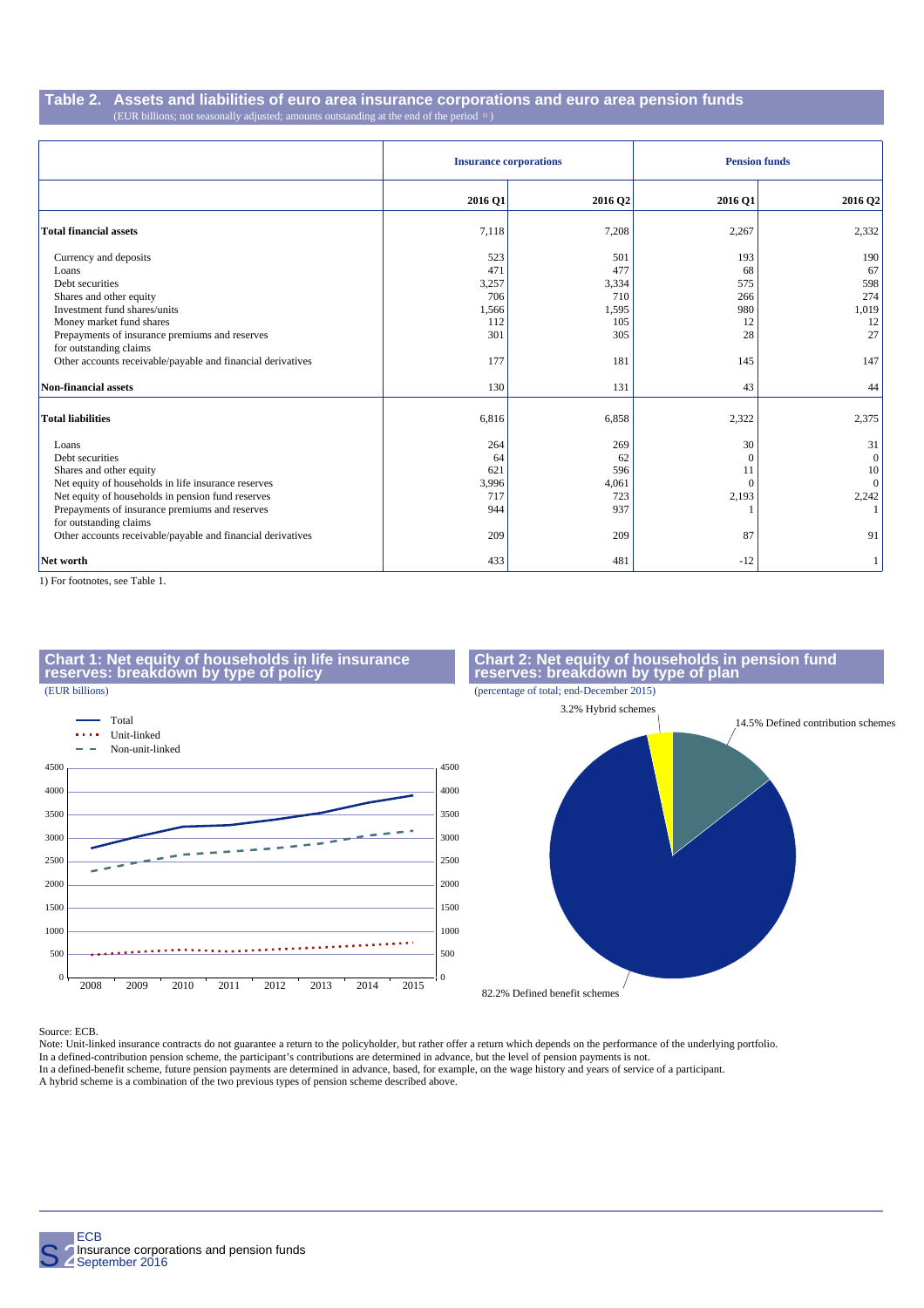## Table 2. Assets and liabilities of euro area insurance corporations and euro area pension funds

(EUR billions; not seasonally adjusted; amounts outstanding at the end of the period [1])

| | Insurance corporations | | Pension funds | |
|---|---|---|---|---|
| | 2016 Q1 | 2016 Q2 | 2016 Q1 | 2016 Q2 |
| **Total financial assets** | 7,118 | 7,208 | 2,267 | 2,332 |
| Currency and deposits | 523 | 501 | 193 | 190 |
| Loans | 471 | 477 | 68 | 67 |
| Debt securities | 3,257 | 3,334 | 575 | 598 |
| Shares and other equity | 706 | 710 | 266 | 274 |
| Investment fund shares/units | 1,566 | 1,595 | 980 | 1,019 |
| Money market fund shares | 112 | 105 | 12 | 12 |
| Prepayments of insurance premiums and reserves for outstanding claims | 301 | 305 | 28 | 27 |
| Other accounts receivable/payable and financial derivatives | 177 | 181 | 145 | 147 |
| **Non-financial assets** | 130 | 131 | 43 | 44 |
| **Total liabilities** | 6,816 | 6,858 | 2,322 | 2,375 |
| Loans | 264 | 269 | 30 | 31 |
| Debt securities | 64 | 62 | 0 | 0 |
| Shares and other equity | 621 | 596 | 11 | 10 |
| Net equity of households in life insurance reserves | 3,996 | 4,061 | 0 | 0 |
| Net equity of households in pension fund reserves | 717 | 723 | 2,193 | 2,242 |
| Prepayments of insurance premiums and reserves for outstanding claims | 944 | 937 | 1 | 1 |
| Other accounts receivable/payable and financial derivatives | 209 | 209 | 87 | 91 |
| **Net worth** | 433 | 481 | -12 | 1 |

1) For footnotes, see Table 1.

## Chart 1: Net equity of households in life insurance reserves: breakdown by type of policy

(EUR billions)

Total
Unit-linked
Non-unit-linked

4500, 4000, 3500, 3000, 2500, 2000, 1500, 1000, 500, 0

2008, 2009, 2010, 2011, 2012, 2013, 2014, 2015

## Chart 2: Net equity of households in pension fund reserves: breakdown by type of plan

(percentage of total; end-December 2015)

3.2% Hybrid schemes
14.5% Defined contribution schemes
82.2% Defined benefit schemes

Source: ECB.
Note: Unit-linked insurance contracts do not guarantee a return to the policyholder, but rather offer a return which depends on the performance of the underlying portfolio.
In a defined-contribution pension scheme, the participant's contributions are determined in advance, but the level of pension payments is not.
In a defined-benefit scheme, future pension payments are determined in advance, based, for example, on the wage history and years of service of a participant.
A hybrid scheme is a combination of the two previous types of pension scheme described above.